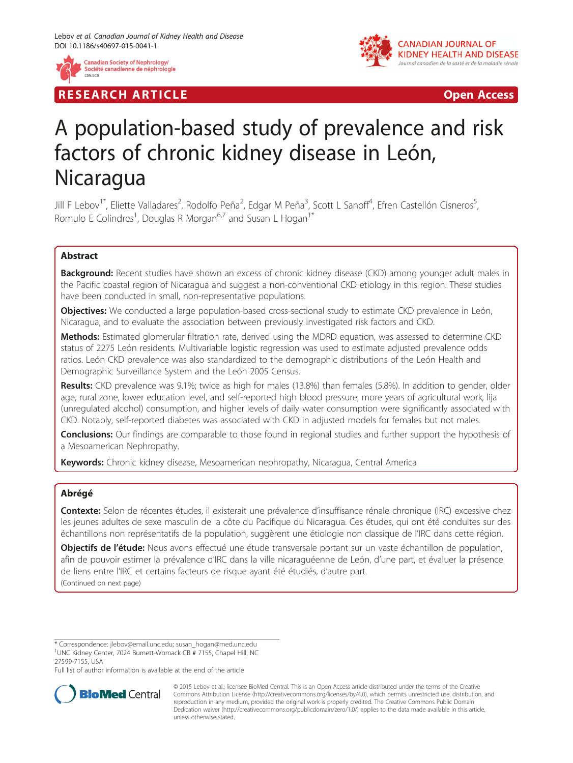RESEARCH ARTICLE

Open Access

# A population-based study of prevalence and risk factors of chronic kidney disease in León, Nicaragua

Jill F Lebov[1*], Eliette Valladares[2], Rodolfo Peña[2], Edgar M Peña[3], Scott L Sanoff[4], Efren Castellón Cisneros[5], Romulo E Colindres[1], Douglas R Morgan[6,7] and Susan L Hogan[1*]

## Abstract

**Background:** Recent studies have shown an excess of chronic kidney disease (CKD) among younger adult males in the Pacific coastal region of Nicaragua and suggest a non-conventional CKD etiology in this region. These studies have been conducted in small, non-representative populations.

**Objectives:** We conducted a large population-based cross-sectional study to estimate CKD prevalence in León, Nicaragua, and to evaluate the association between previously investigated risk factors and CKD.

**Methods:** Estimated glomerular filtration rate, derived using the MDRD equation, was assessed to determine CKD status of 2275 León residents. Multivariable logistic regression was used to estimate adjusted prevalence odds ratios. León CKD prevalence was also standardized to the demographic distributions of the León Health and Demographic Surveillance System and the León 2005 Census.

**Results:** CKD prevalence was 9.1%; twice as high for males (13.8%) than females (5.8%). In addition to gender, older age, rural zone, lower education level, and self-reported high blood pressure, more years of agricultural work, lija (unregulated alcohol) consumption, and higher levels of daily water consumption were significantly associated with CKD. Notably, self-reported diabetes was associated with CKD in adjusted models for females but not males.

**Conclusions:** Our findings are comparable to those found in regional studies and further support the hypothesis of a Mesoamerican Nephropathy.

**Keywords:** Chronic kidney disease, Mesoamerican nephropathy, Nicaragua, Central America

## Abrégé

**Contexte:** Selon de récentes études, il existerait une prévalence d'insuffisance rénale chronique (IRC) excessive chez les jeunes adultes de sexe masculin de la côte du Pacifique du Nicaragua. Ces études, qui ont été conduites sur des échantillons non représentatifs de la population, suggèrent une étiologie non classique de l'IRC dans cette région.

**Objectifs de l'étude:** Nous avons effectué une étude transversale portant sur un vaste échantillon de population, afin de pouvoir estimer la prévalence d'IRC dans la ville nicaraguéenne de León, d'une part, et évaluer la présence de liens entre l'IRC et certains facteurs de risque ayant été étudiés, d'autre part.

(Continued on next page)

* Correspondence: jlebov@email.unc.edu; susan_hogan@med.unc.edu
[1]UNC Kidney Center, 7024 Burnett-Womack CB # 7155, Chapel Hill, NC 27599-7155, USA
Full list of author information is available at the end of the article

© 2015 Lebov et al.; licensee BioMed Central. This is an Open Access article distributed under the terms of the Creative Commons Attribution License (http://creativecommons.org/licenses/by/4.0), which permits unrestricted use, distribution, and reproduction in any medium, provided the original work is properly credited. The Creative Commons Public Domain Dedication waiver (http://creativecommons.org/publicdomain/zero/1.0/) applies to the data made available in this article, unless otherwise stated.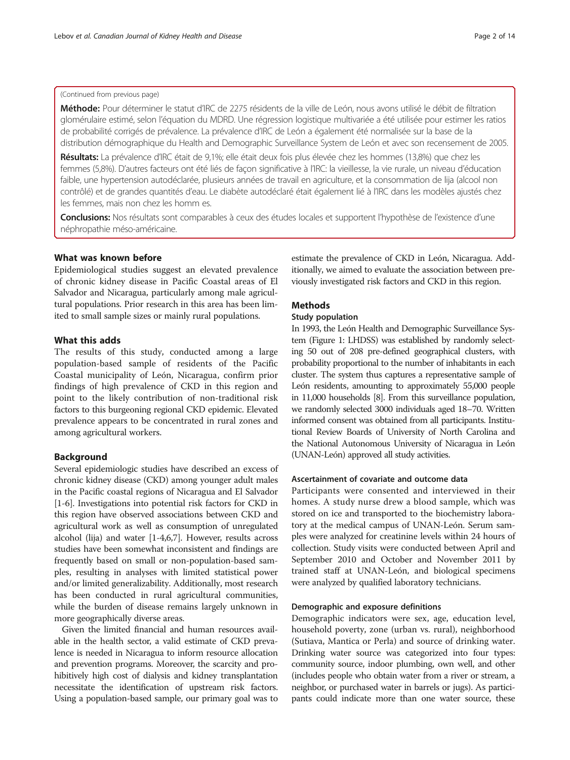(Continued from previous page)

**Méthode:** Pour déterminer le statut d'IRC de 2275 résidents de la ville de León, nous avons utilisé le débit de filtration glomérulaire estimé, selon l'équation du MDRD. Une régression logistique multivariée a été utilisée pour estimer les ratios de probabilité corrigés de prévalence. La prévalence d'IRC de León a également été normalisée sur la base de la distribution démographique du Health and Demographic Surveillance System de León et avec son recensement de 2005.

**Résultats:** La prévalence d'IRC était de 9,1%; elle était deux fois plus élevée chez les hommes (13,8%) que chez les femmes (5,8%). D'autres facteurs ont été liés de façon significative à l'IRC: la vieillesse, la vie rurale, un niveau d'éducation faible, une hypertension autodéclarée, plusieurs années de travail en agriculture, et la consommation de lija (alcool non contrôlé) et de grandes quantités d'eau. Le diabète autodéclaré était également lié à l'IRC dans les modèles ajustés chez les femmes, mais non chez les homm es.

**Conclusions:** Nos résultats sont comparables à ceux des études locales et supportent l'hypothèse de l'existence d'une néphropathie méso-américaine.

## What was known before

Epidemiological studies suggest an elevated prevalence of chronic kidney disease in Pacific Coastal areas of El Salvador and Nicaragua, particularly among male agricultural populations. Prior research in this area has been limited to small sample sizes or mainly rural populations.

## What this adds

The results of this study, conducted among a large population-based sample of residents of the Pacific Coastal municipality of León, Nicaragua, confirm prior findings of high prevalence of CKD in this region and point to the likely contribution of non-traditional risk factors to this burgeoning regional CKD epidemic. Elevated prevalence appears to be concentrated in rural zones and among agricultural workers.

## Background

Several epidemiologic studies have described an excess of chronic kidney disease (CKD) among younger adult males in the Pacific coastal regions of Nicaragua and El Salvador [1-6]. Investigations into potential risk factors for CKD in this region have observed associations between CKD and agricultural work as well as consumption of unregulated alcohol (lija) and water [1-4,6,7]. However, results across studies have been somewhat inconsistent and findings are frequently based on small or non-population-based samples, resulting in analyses with limited statistical power and/or limited generalizability. Additionally, most research has been conducted in rural agricultural communities, while the burden of disease remains largely unknown in more geographically diverse areas.

Given the limited financial and human resources available in the health sector, a valid estimate of CKD prevalence is needed in Nicaragua to inform resource allocation and prevention programs. Moreover, the scarcity and prohibitively high cost of dialysis and kidney transplantation necessitate the identification of upstream risk factors. Using a population-based sample, our primary goal was to estimate the prevalence of CKD in León, Nicaragua. Additionally, we aimed to evaluate the association between previously investigated risk factors and CKD in this region.

## Methods

### Study population

In 1993, the León Health and Demographic Surveillance System (Figure 1: LHDSS) was established by randomly selecting 50 out of 208 pre-defined geographical clusters, with probability proportional to the number of inhabitants in each cluster. The system thus captures a representative sample of León residents, amounting to approximately 55,000 people in 11,000 households [8]. From this surveillance population, we randomly selected 3000 individuals aged 18–70. Written informed consent was obtained from all participants. Institutional Review Boards of University of North Carolina and the National Autonomous University of Nicaragua in León (UNAN-León) approved all study activities.

### Ascertainment of covariate and outcome data

Participants were consented and interviewed in their homes. A study nurse drew a blood sample, which was stored on ice and transported to the biochemistry laboratory at the medical campus of UNAN-León. Serum samples were analyzed for creatinine levels within 24 hours of collection. Study visits were conducted between April and September 2010 and October and November 2011 by trained staff at UNAN-León, and biological specimens were analyzed by qualified laboratory technicians.

### Demographic and exposure definitions

Demographic indicators were sex, age, education level, household poverty, zone (urban vs. rural), neighborhood (Sutiava, Mantica or Perla) and source of drinking water. Drinking water source was categorized into four types: community source, indoor plumbing, own well, and other (includes people who obtain water from a river or stream, a neighbor, or purchased water in barrels or jugs). As participants could indicate more than one water source, these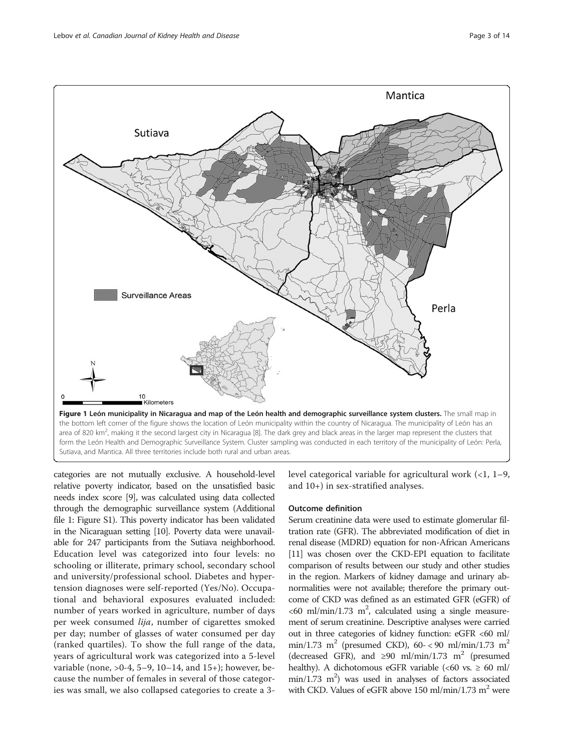**Figure 1 León municipality in Nicaragua and map of the León health and demographic surveillance system clusters.** The small map in the bottom left corner of the figure shows the location of León municipality within the country of Nicaragua. The municipality of León has an area of 820 km$^2$, making it the second largest city in Nicaragua [8]. The dark grey and black areas in the larger map represent the clusters that form the León Health and Demographic Surveillance System. Cluster sampling was conducted in each territory of the municipality of León: Perla, Sutiava, and Mantica. All three territories include both rural and urban areas.

categories are not mutually exclusive. A household-level relative poverty indicator, based on the unsatisfied basic needs index score [9], was calculated using data collected through the demographic surveillance system (Additional file 1: Figure S1). This poverty indicator has been validated in the Nicaraguan setting [10]. Poverty data were unavailable for 247 participants from the Sutiava neighborhood. Education level was categorized into four levels: no schooling or illiterate, primary school, secondary school and university/professional school. Diabetes and hypertension diagnoses were self-reported (Yes/No). Occupational and behavioral exposures evaluated included: number of years worked in agriculture, number of days per week consumed *lija*, number of cigarettes smoked per day; number of glasses of water consumed per day (ranked quartiles). To show the full range of the data, years of agricultural work was categorized into a 5-level variable (none, >0-4, 5–9, 10–14, and 15+); however, because the number of females in several of those categories was small, we also collapsed categories to create a 3-level categorical variable for agricultural work (<1, 1–9, and 10+) in sex-stratified analyses.

### Outcome definition

Serum creatinine data were used to estimate glomerular filtration rate (GFR). The abbreviated modification of diet in renal disease (MDRD) equation for non-African Americans [11] was chosen over the CKD-EPI equation to facilitate comparison of results between our study and other studies in the region. Markers of kidney damage and urinary abnormalities were not available; therefore the primary outcome of CKD was defined as an estimated GFR (eGFR) of <60 ml/min/1.73 m$^2$, calculated using a single measurement of serum creatinine. Descriptive analyses were carried out in three categories of kidney function: eGFR <60 ml/min/1.73 m$^2$ (presumed CKD), 60- < 90 ml/min/1.73 m$^2$ (decreased GFR), and ≥90 ml/min/1.73 m$^2$ (presumed healthy). A dichotomous eGFR variable (<60 vs. ≥ 60 ml/min/1.73 m$^2$) was used in analyses of factors associated with CKD. Values of eGFR above 150 ml/min/1.73 m$^2$ were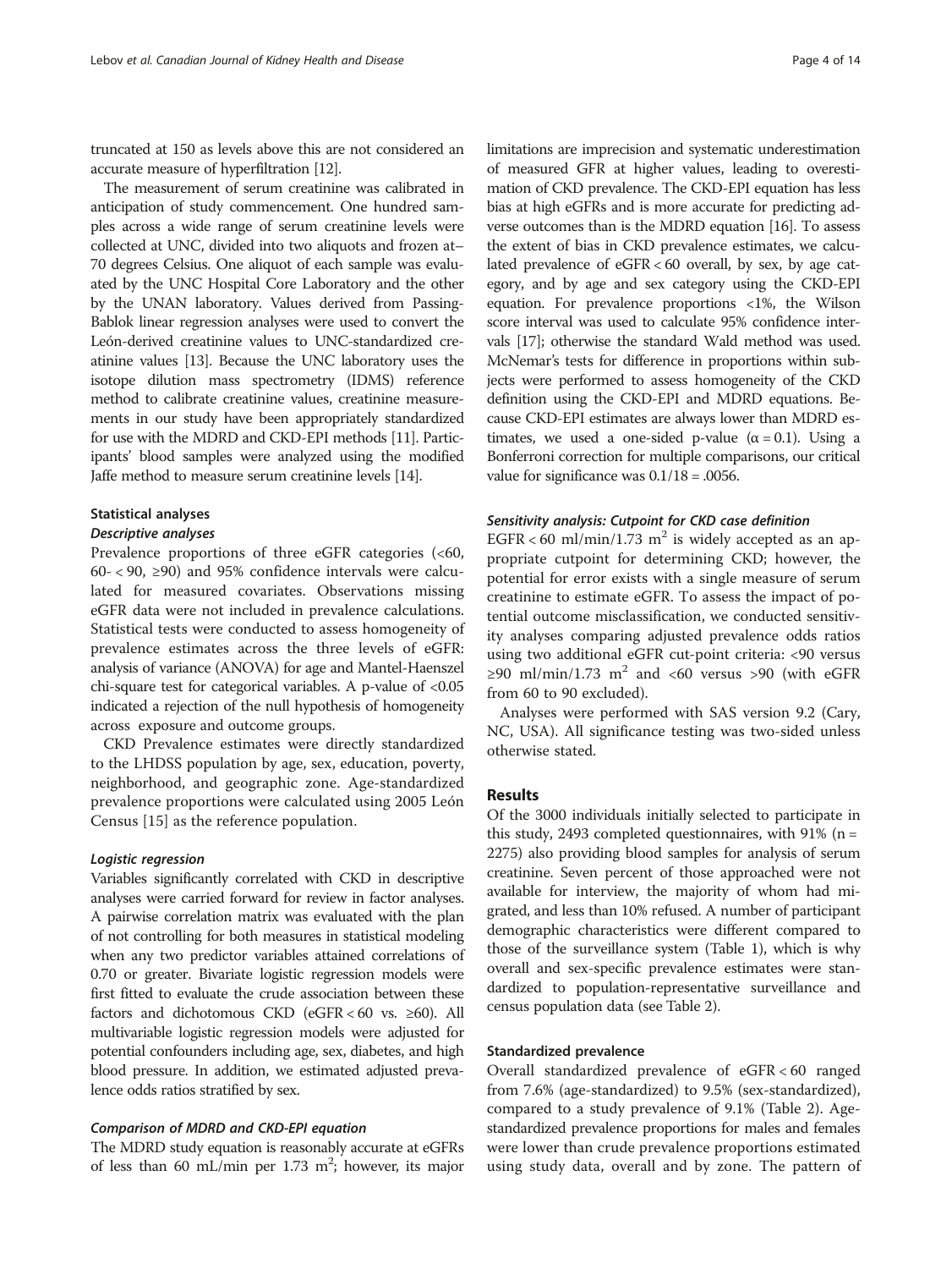truncated at 150 as levels above this are not considered an accurate measure of hyperfiltration [12].

The measurement of serum creatinine was calibrated in anticipation of study commencement. One hundred samples across a wide range of serum creatinine levels were collected at UNC, divided into two aliquots and frozen at– 70 degrees Celsius. One aliquot of each sample was evaluated by the UNC Hospital Core Laboratory and the other by the UNAN laboratory. Values derived from Passing-Bablok linear regression analyses were used to convert the León-derived creatinine values to UNC-standardized creatinine values [13]. Because the UNC laboratory uses the isotope dilution mass spectrometry (IDMS) reference method to calibrate creatinine values, creatinine measurements in our study have been appropriately standardized for use with the MDRD and CKD-EPI methods [11]. Participants' blood samples were analyzed using the modified Jaffe method to measure serum creatinine levels [14].

## Statistical analyses

### Descriptive analyses

Prevalence proportions of three eGFR categories (<60, 60- < 90, ≥90) and 95% confidence intervals were calculated for measured covariates. Observations missing eGFR data were not included in prevalence calculations. Statistical tests were conducted to assess homogeneity of prevalence estimates across the three levels of eGFR: analysis of variance (ANOVA) for age and Mantel-Haenszel chi-square test for categorical variables. A p-value of <0.05 indicated a rejection of the null hypothesis of homogeneity across exposure and outcome groups.

CKD Prevalence estimates were directly standardized to the LHDSS population by age, sex, education, poverty, neighborhood, and geographic zone. Age-standardized prevalence proportions were calculated using 2005 León Census [15] as the reference population.

### Logistic regression

Variables significantly correlated with CKD in descriptive analyses were carried forward for review in factor analyses. A pairwise correlation matrix was evaluated with the plan of not controlling for both measures in statistical modeling when any two predictor variables attained correlations of 0.70 or greater. Bivariate logistic regression models were first fitted to evaluate the crude association between these factors and dichotomous CKD (eGFR < 60 vs. ≥60). All multivariable logistic regression models were adjusted for potential confounders including age, sex, diabetes, and high blood pressure. In addition, we estimated adjusted prevalence odds ratios stratified by sex.

### Comparison of MDRD and CKD-EPI equation

The MDRD study equation is reasonably accurate at eGFRs of less than 60 mL/min per 1.73 $m^2$; however, its major limitations are imprecision and systematic underestimation of measured GFR at higher values, leading to overestimation of CKD prevalence. The CKD-EPI equation has less bias at high eGFRs and is more accurate for predicting adverse outcomes than is the MDRD equation [16]. To assess the extent of bias in CKD prevalence estimates, we calculated prevalence of eGFR < 60 overall, by sex, by age category, and by age and sex category using the CKD-EPI equation. For prevalence proportions <1%, the Wilson score interval was used to calculate 95% confidence intervals [17]; otherwise the standard Wald method was used. McNemar's tests for difference in proportions within subjects were performed to assess homogeneity of the CKD definition using the CKD-EPI and MDRD equations. Because CKD-EPI estimates are always lower than MDRD estimates, we used a one-sided p-value ($\alpha = 0.1$). Using a Bonferroni correction for multiple comparisons, our critical value for significance was 0.1/18 = .0056.

### Sensitivity analysis: Cutpoint for CKD case definition

EGFR < 60 ml/min/1.73 $m^2$ is widely accepted as an appropriate cutpoint for determining CKD; however, the potential for error exists with a single measure of serum creatinine to estimate eGFR. To assess the impact of potential outcome misclassification, we conducted sensitivity analyses comparing adjusted prevalence odds ratios using two additional eGFR cut-point criteria: <90 versus ≥90 ml/min/1.73 $m^2$ and <60 versus >90 (with eGFR from 60 to 90 excluded).

Analyses were performed with SAS version 9.2 (Cary, NC, USA). All significance testing was two-sided unless otherwise stated.

## Results

Of the 3000 individuals initially selected to participate in this study, 2493 completed questionnaires, with 91% (n = 2275) also providing blood samples for analysis of serum creatinine. Seven percent of those approached were not available for interview, the majority of whom had migrated, and less than 10% refused. A number of participant demographic characteristics were different compared to those of the surveillance system (Table 1), which is why overall and sex-specific prevalence estimates were standardized to population-representative surveillance and census population data (see Table 2).

### Standardized prevalence

Overall standardized prevalence of eGFR < 60 ranged from 7.6% (age-standardized) to 9.5% (sex-standardized), compared to a study prevalence of 9.1% (Table 2). Age-standardized prevalence proportions for males and females were lower than crude prevalence proportions estimated using study data, overall and by zone. The pattern of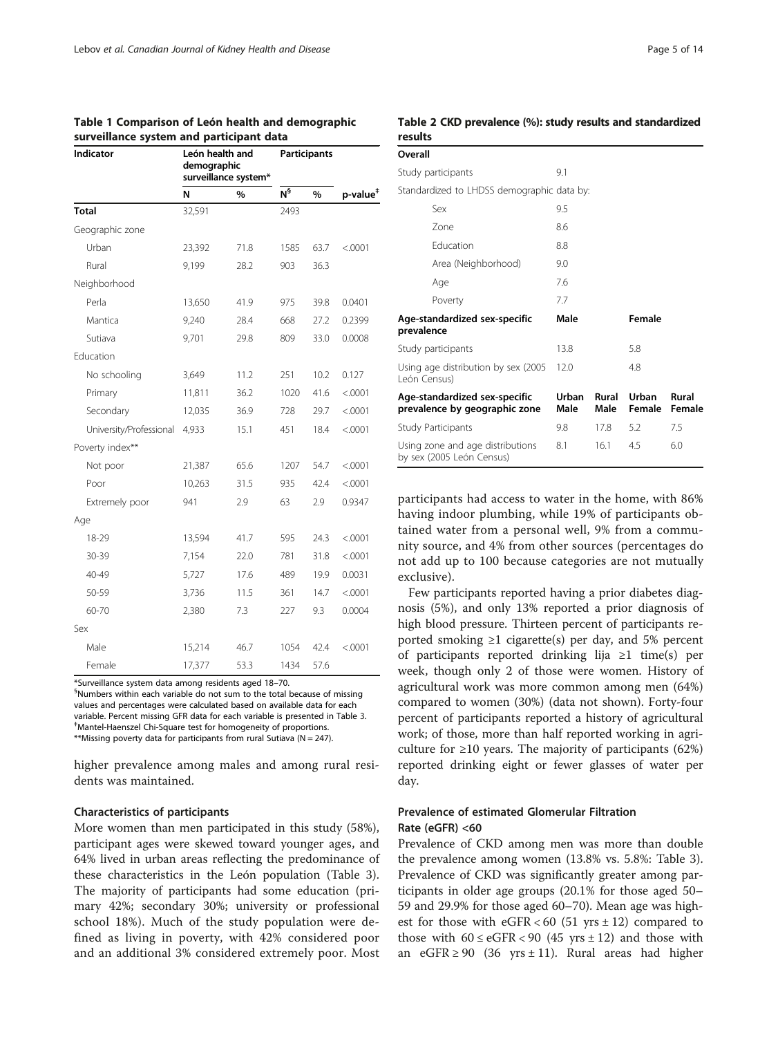**Table 1 Comparison of León health and demographic surveillance system and participant data**

| Indicator | León health and demographic surveillance system* | | Participants | | |
|---|---|---|---|---|---|
| | N | % | N[§] | % | p-value[‡] |
| **Total** | 32,591 | | 2493 | | |
| Geographic zone | | | | | |
| Urban | 23,392 | 71.8 | 1585 | 63.7 | <.0001 |
| Rural | 9,199 | 28.2 | 903 | 36.3 | |
| Neighborhood | | | | | |
| Perla | 13,650 | 41.9 | 975 | 39.8 | 0.0401 |
| Mantica | 9,240 | 28.4 | 668 | 27.2 | 0.2399 |
| Sutiava | 9,701 | 29.8 | 809 | 33.0 | 0.0008 |
| Education | | | | | |
| No schooling | 3,649 | 11.2 | 251 | 10.2 | 0.127 |
| Primary | 11,811 | 36.2 | 1020 | 41.6 | <.0001 |
| Secondary | 12,035 | 36.9 | 728 | 29.7 | <.0001 |
| University/Professional | 4,933 | 15.1 | 451 | 18.4 | <.0001 |
| Poverty index** | | | | | |
| Not poor | 21,387 | 65.6 | 1207 | 54.7 | <.0001 |
| Poor | 10,263 | 31.5 | 935 | 42.4 | <.0001 |
| Extremely poor | 941 | 2.9 | 63 | 2.9 | 0.9347 |
| Age | | | | | |
| 18-29 | 13,594 | 41.7 | 595 | 24.3 | <.0001 |
| 30-39 | 7,154 | 22.0 | 781 | 31.8 | <.0001 |
| 40-49 | 5,727 | 17.6 | 489 | 19.9 | 0.0031 |
| 50-59 | 3,736 | 11.5 | 361 | 14.7 | <.0001 |
| 60-70 | 2,380 | 7.3 | 227 | 9.3 | 0.0004 |
| Sex | | | | | |
| Male | 15,214 | 46.7 | 1054 | 42.4 | <.0001 |
| Female | 17,377 | 53.3 | 1434 | 57.6 | |

*Surveillance system data among residents aged 18–70.
[§]Numbers within each variable do not sum to the total because of missing values and percentages were calculated based on available data for each variable. Percent missing GFR data for each variable is presented in Table 3.
[‡]Mantel-Haenszel Chi-Square test for homogeneity of proportions.
**Missing poverty data for participants from rural Sutiava (N = 247).

**Table 2 CKD prevalence (%): study results and standardized results**

| **Overall** | | | | |
|---|---|---|---|---|
| Study participants | 9.1 | | | |
| Standardized to LHDSS demographic data by: | | | | |
| Sex | 9.5 | | | |
| Zone | 8.6 | | | |
| Education | 8.8 | | | |
| Area (Neighborhood) | 9.0 | | | |
| Age | 7.6 | | | |
| Poverty | 7.7 | | | |
| **Age-standardized sex-specific prevalence** | **Male** | | **Female** | |
| Study participants | 13.8 | | 5.8 | |
| Using age distribution by sex (2005 León Census) | 12.0 | | 4.8 | |
| **Age-standardized sex-specific prevalence by geographic zone** | **Urban Male** | **Rural Male** | **Urban Female** | **Rural Female** |
| Study Participants | 9.8 | 17.8 | 5.2 | 7.5 |
| Using zone and age distributions by sex (2005 León Census) | 8.1 | 16.1 | 4.5 | 6.0 |

higher prevalence among males and among rural residents was maintained.

### Characteristics of participants

More women than men participated in this study (58%), participant ages were skewed toward younger ages, and 64% lived in urban areas reflecting the predominance of these characteristics in the León population (Table 3). The majority of participants had some education (primary 42%; secondary 30%; university or professional school 18%). Much of the study population were defined as living in poverty, with 42% considered poor and an additional 3% considered extremely poor. Most participants had access to water in the home, with 86% having indoor plumbing, while 19% of participants obtained water from a personal well, 9% from a community source, and 4% from other sources (percentages do not add up to 100 because categories are not mutually exclusive).

Few participants reported having a prior diabetes diagnosis (5%), and only 13% reported a prior diagnosis of high blood pressure. Thirteen percent of participants reported smoking ≥1 cigarette(s) per day, and 5% percent of participants reported drinking lija ≥1 time(s) per week, though only 2 of those were women. History of agricultural work was more common among men (64%) compared to women (30%) (data not shown). Forty-four percent of participants reported a history of agricultural work; of those, more than half reported working in agriculture for ≥10 years. The majority of participants (62%) reported drinking eight or fewer glasses of water per day.

### Prevalence of estimated Glomerular Filtration Rate (eGFR) <60

Prevalence of CKD among men was more than double the prevalence among women (13.8% vs. 5.8%: Table 3). Prevalence of CKD was significantly greater among participants in older age groups (20.1% for those aged 50–59 and 29.9% for those aged 60–70). Mean age was highest for those with eGFR < 60 (51 yrs ± 12) compared to those with 60 ≤ eGFR < 90 (45 yrs ± 12) and those with an eGFR ≥ 90 (36 yrs ± 11). Rural areas had higher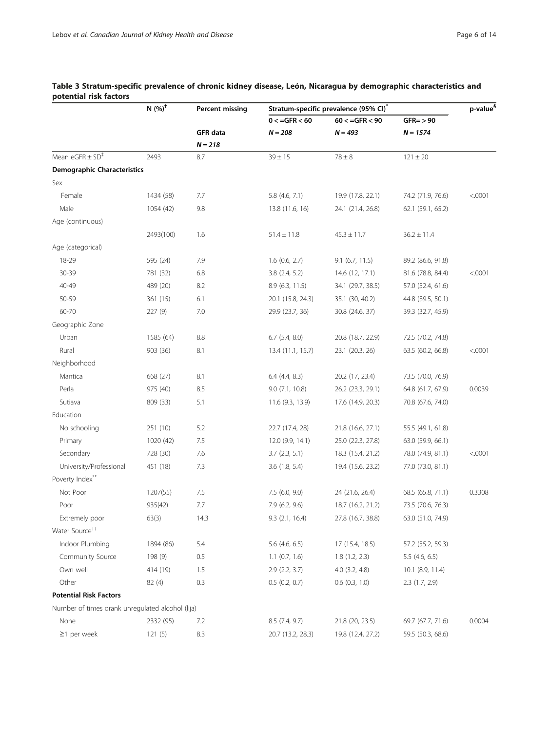**Table 3 Stratum-specific prevalence of chronic kidney disease, León, Nicaragua by demographic characteristics and potential risk factors**

| | N (%)[†] | Percent missing | Stratum-specific prevalence (95% CI)[*] | | | p-value[§] |
|---|---|---|---|---|---|---|
| | | | 0 < =GFR < 60 | 60 < =GFR < 90 | GFR= > 90 | |
| | | GFR data | *N = 208* | *N = 493* | *N = 1574* | |
| | | *N = 218* | | | | |
| Mean eGFR ± SD[‡] | 2493 | 8.7 | 39 ± 15 | 78 ± 8 | 121 ± 20 | |
| **Demographic Characteristics** | | | | | | |
| Sex | | | | | | |
| Female | 1434 (58) | 7.7 | 5.8 (4.6, 7.1) | 19.9 (17.8, 22.1) | 74.2 (71.9, 76.6) | <.0001 |
| Male | 1054 (42) | 9.8 | 13.8 (11.6, 16) | 24.1 (21.4, 26.8) | 62.1 (59.1, 65.2) | |
| Age (continuous) | | | | | | |
| | 2493(100) | 1.6 | 51.4 ± 11.8 | 45.3 ± 11.7 | 36.2 ± 11.4 | |
| Age (categorical) | | | | | | |
| 18-29 | 595 (24) | 7.9 | 1.6 (0.6, 2.7) | 9.1 (6.7, 11.5) | 89.2 (86.6, 91.8) | |
| 30-39 | 781 (32) | 6.8 | 3.8 (2.4, 5.2) | 14.6 (12, 17.1) | 81.6 (78.8, 84.4) | <.0001 |
| 40-49 | 489 (20) | 8.2 | 8.9 (6.3, 11.5) | 34.1 (29.7, 38.5) | 57.0 (52.4, 61.6) | |
| 50-59 | 361 (15) | 6.1 | 20.1 (15.8, 24.3) | 35.1 (30, 40.2) | 44.8 (39.5, 50.1) | |
| 60-70 | 227 (9) | 7.0 | 29.9 (23.7, 36) | 30.8 (24.6, 37) | 39.3 (32.7, 45.9) | |
| Geographic Zone | | | | | | |
| Urban | 1585 (64) | 8.8 | 6.7 (5.4, 8.0) | 20.8 (18.7, 22.9) | 72.5 (70.2, 74.8) | |
| Rural | 903 (36) | 8.1 | 13.4 (11.1, 15.7) | 23.1 (20.3, 26) | 63.5 (60.2, 66.8) | <.0001 |
| Neighborhood | | | | | | |
| Mantica | 668 (27) | 8.1 | 6.4 (4.4, 8.3) | 20.2 (17, 23.4) | 73.5 (70.0, 76.9) | |
| Perla | 975 (40) | 8.5 | 9.0 (7.1, 10.8) | 26.2 (23.3, 29.1) | 64.8 (61.7, 67.9) | 0.0039 |
| Sutiava | 809 (33) | 5.1 | 11.6 (9.3, 13.9) | 17.6 (14.9, 20.3) | 70.8 (67.6, 74.0) | |
| Education | | | | | | |
| No schooling | 251 (10) | 5.2 | 22.7 (17.4, 28) | 21.8 (16.6, 27.1) | 55.5 (49.1, 61.8) | |
| Primary | 1020 (42) | 7.5 | 12.0 (9.9, 14.1) | 25.0 (22.3, 27.8) | 63.0 (59.9, 66.1) | |
| Secondary | 728 (30) | 7.6 | 3.7 (2.3, 5.1) | 18.3 (15.4, 21.2) | 78.0 (74.9, 81.1) | <.0001 |
| University/Professional | 451 (18) | 7.3 | 3.6 (1.8, 5.4) | 19.4 (15.6, 23.2) | 77.0 (73.0, 81.1) | |
| Poverty Index[**] | | | | | | |
| Not Poor | 1207(55) | 7.5 | 7.5 (6.0, 9.0) | 24 (21.6, 26.4) | 68.5 (65.8, 71.1) | 0.3308 |
| Poor | 935(42) | 7.7 | 7.9 (6.2, 9.6) | 18.7 (16.2, 21.2) | 73.5 (70.6, 76.3) | |
| Extremely poor | 63(3) | 14.3 | 9.3 (2.1, 16.4) | 27.8 (16.7, 38.8) | 63.0 (51.0, 74.9) | |
| Water Source[††] | | | | | | |
| Indoor Plumbing | 1894 (86) | 5.4 | 5.6 (4.6, 6.5) | 17 (15.4, 18.5) | 57.2 (55.2, 59.3) | |
| Community Source | 198 (9) | 0.5 | 1.1 (0.7, 1.6) | 1.8 (1.2, 2.3) | 5.5 (4.6, 6.5) | |
| Own well | 414 (19) | 1.5 | 2.9 (2.2, 3.7) | 4.0 (3.2, 4.8) | 10.1 (8.9, 11.4) | |
| Other | 82 (4) | 0.3 | 0.5 (0.2, 0.7) | 0.6 (0.3, 1.0) | 2.3 (1.7, 2.9) | |
| **Potential Risk Factors** | | | | | | |
| Number of times drank unregulated alcohol (lija) | | | | | | |
| None | 2332 (95) | 7.2 | 8.5 (7.4, 9.7) | 21.8 (20, 23.5) | 69.7 (67.7, 71.6) | 0.0004 |
| ≥1 per week | 121 (5) | 8.3 | 20.7 (13.2, 28.3) | 19.8 (12.4, 27.2) | 59.5 (50.3, 68.6) | |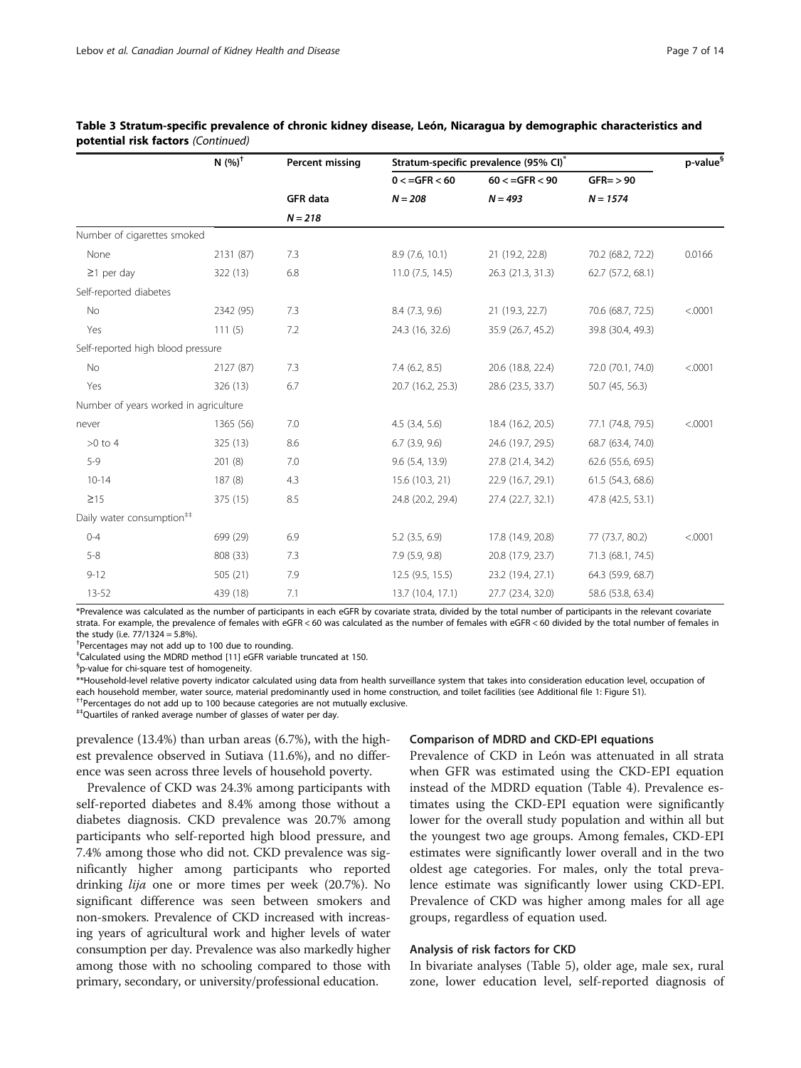**Table 3 Stratum-specific prevalence of chronic kidney disease, León, Nicaragua by demographic characteristics and potential risk factors** *(Continued)*

| | N (%)[†] | Percent missing | Stratum-specific prevalence (95% CI)[*] | | | p-value[§] |
|---|---|---|---|---|---|---|
| | | | 0 < =GFR < 60 | 60 < =GFR < 90 | GFR= > 90 | |
| | | GFR data | N = 208 | N = 493 | N = 1574 | |
| | | N = 218 | | | | |
| Number of cigarettes smoked | | | | | | |
| None | 2131 (87) | 7.3 | 8.9 (7.6, 10.1) | 21 (19.2, 22.8) | 70.2 (68.2, 72.2) | 0.0166 |
| ≥1 per day | 322 (13) | 6.8 | 11.0 (7.5, 14.5) | 26.3 (21.3, 31.3) | 62.7 (57.2, 68.1) | |
| Self-reported diabetes | | | | | | |
| No | 2342 (95) | 7.3 | 8.4 (7.3, 9.6) | 21 (19.3, 22.7) | 70.6 (68.7, 72.5) | <.0001 |
| Yes | 111 (5) | 7.2 | 24.3 (16, 32.6) | 35.9 (26.7, 45.2) | 39.8 (30.4, 49.3) | |
| Self-reported high blood pressure | | | | | | |
| No | 2127 (87) | 7.3 | 7.4 (6.2, 8.5) | 20.6 (18.8, 22.4) | 72.0 (70.1, 74.0) | <.0001 |
| Yes | 326 (13) | 6.7 | 20.7 (16.2, 25.3) | 28.6 (23.5, 33.7) | 50.7 (45, 56.3) | |
| Number of years worked in agriculture | | | | | | |
| never | 1365 (56) | 7.0 | 4.5 (3.4, 5.6) | 18.4 (16.2, 20.5) | 77.1 (74.8, 79.5) | <.0001 |
| >0 to 4 | 325 (13) | 8.6 | 6.7 (3.9, 9.6) | 24.6 (19.7, 29.5) | 68.7 (63.4, 74.0) | |
| 5-9 | 201 (8) | 7.0 | 9.6 (5.4, 13.9) | 27.8 (21.4, 34.2) | 62.6 (55.6, 69.5) | |
| 10-14 | 187 (8) | 4.3 | 15.6 (10.3, 21) | 22.9 (16.7, 29.1) | 61.5 (54.3, 68.6) | |
| ≥15 | 375 (15) | 8.5 | 24.8 (20.2, 29.4) | 27.4 (22.7, 32.1) | 47.8 (42.5, 53.1) | |
| Daily water consumption[‡‡] | | | | | | |
| 0-4 | 699 (29) | 6.9 | 5.2 (3.5, 6.9) | 17.8 (14.9, 20.8) | 77 (73.7, 80.2) | <.0001 |
| 5-8 | 808 (33) | 7.3 | 7.9 (5.9, 9.8) | 20.8 (17.9, 23.7) | 71.3 (68.1, 74.5) | |
| 9-12 | 505 (21) | 7.9 | 12.5 (9.5, 15.5) | 23.2 (19.4, 27.1) | 64.3 (59.9, 68.7) | |
| 13-52 | 439 (18) | 7.1 | 13.7 (10.4, 17.1) | 27.7 (23.4, 32.0) | 58.6 (53.8, 63.4) | |

*Prevalence was calculated as the number of participants in each eGFR by covariate strata, divided by the total number of participants in the relevant covariate strata. For example, the prevalence of females with eGFR < 60 was calculated as the number of females with eGFR < 60 divided by the total number of females in the study (i.e. 77/1324 = 5.8%).

[†]Percentages may not add up to 100 due to rounding.

[‡]Calculated using the MDRD method [11] eGFR variable truncated at 150.

[§]p-value for chi-square test of homogeneity.

**Household-level relative poverty indicator calculated using data from health surveillance system that takes into consideration education level, occupation of each household member, water source, material predominantly used in home construction, and toilet facilities (see Additional file 1: Figure S1).

[††]Percentages do not add up to 100 because categories are not mutually exclusive.

[‡‡]Quartiles of ranked average number of glasses of water per day.

prevalence (13.4%) than urban areas (6.7%), with the highest prevalence observed in Sutiava (11.6%), and no difference was seen across three levels of household poverty.

Prevalence of CKD was 24.3% among participants with self-reported diabetes and 8.4% among those without a diabetes diagnosis. CKD prevalence was 20.7% among participants who self-reported high blood pressure, and 7.4% among those who did not. CKD prevalence was significantly higher among participants who reported drinking *lija* one or more times per week (20.7%). No significant difference was seen between smokers and non-smokers. Prevalence of CKD increased with increasing years of agricultural work and higher levels of water consumption per day. Prevalence was also markedly higher among those with no schooling compared to those with primary, secondary, or university/professional education.

### Comparison of MDRD and CKD-EPI equations

Prevalence of CKD in León was attenuated in all strata when GFR was estimated using the CKD-EPI equation instead of the MDRD equation (Table 4). Prevalence estimates using the CKD-EPI equation were significantly lower for the overall study population and within all but the youngest two age groups. Among females, CKD-EPI estimates were significantly lower overall and in the two oldest age categories. For males, only the total prevalence estimate was significantly lower using CKD-EPI. Prevalence of CKD was higher among males for all age groups, regardless of equation used.

### Analysis of risk factors for CKD

In bivariate analyses (Table 5), older age, male sex, rural zone, lower education level, self-reported diagnosis of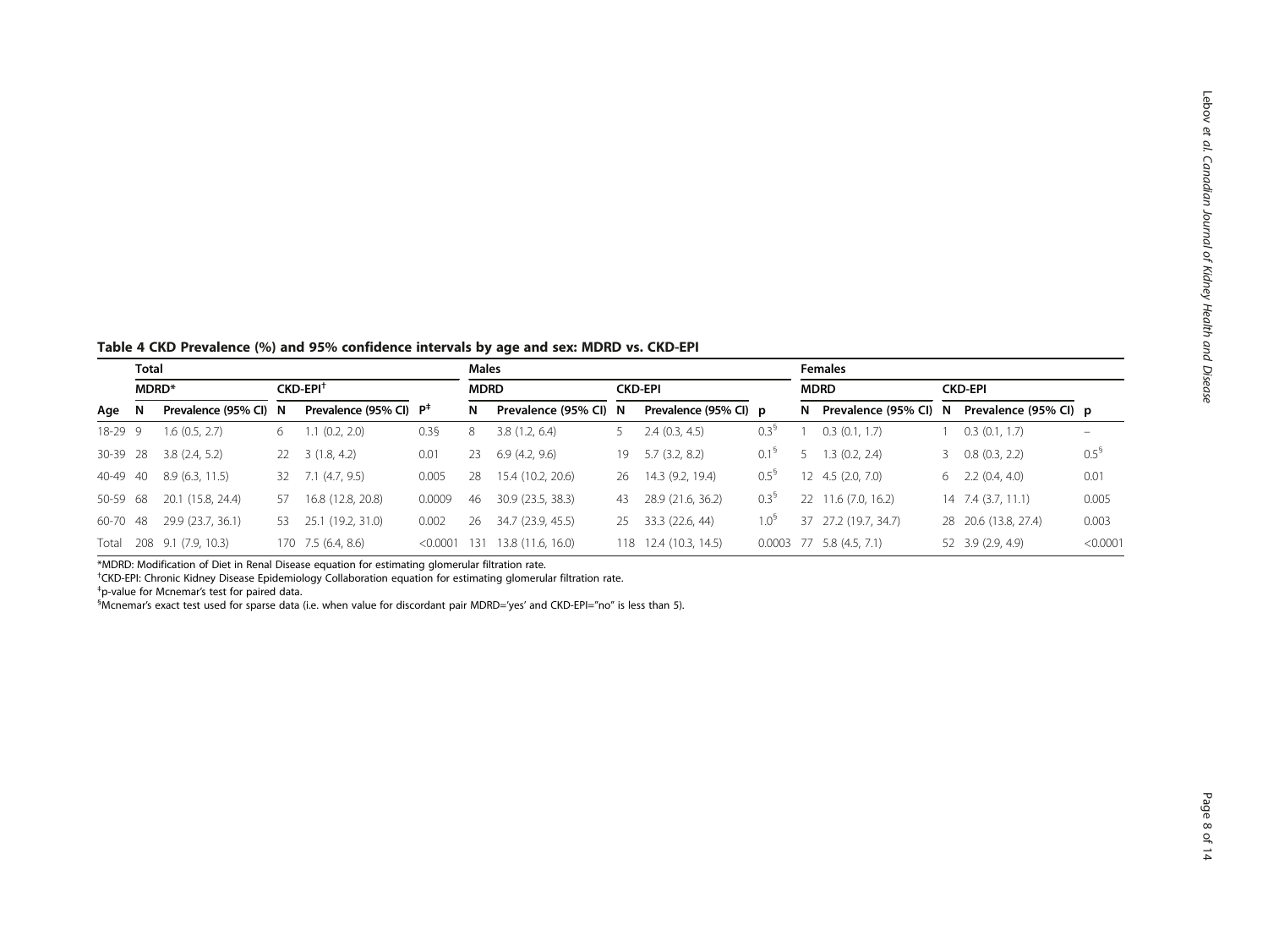**Table 4 CKD Prevalence (%) and 95% confidence intervals by age and sex: MDRD vs. CKD-EPI**

| | Total | | | | | Males | | | | | Females | | | | |
|---|---|---|---|---|---|---|---|---|---|---|---|---|---|---|---|
| | MDRD* | | CKD-EPI† | | | MDRD | | CKD-EPI | | | MDRD | | CKD-EPI | | |
| Age | N | Prevalence (95% CI) | N | Prevalence (95% CI) | P‡ | N | Prevalence (95% CI) | N | Prevalence (95% CI) | p | N | Prevalence (95% CI) | N | Prevalence (95% CI) | p |
| 18-29 | 9 | 1.6 (0.5, 2.7) | 6 | 1.1 (0.2, 2.0) | 0.3§ | 8 | 3.8 (1.2, 6.4) | 5 | 2.4 (0.3, 4.5) | 0.3§ | 1 | 0.3 (0.1, 1.7) | 1 | 0.3 (0.1, 1.7) | – |
| 30-39 | 28 | 3.8 (2.4, 5.2) | 22 | 3 (1.8, 4.2) | 0.01 | 23 | 6.9 (4.2, 9.6) | 19 | 5.7 (3.2, 8.2) | 0.1§ | 5 | 1.3 (0.2, 2.4) | 3 | 0.8 (0.3, 2.2) | 0.5§ |
| 40-49 | 40 | 8.9 (6.3, 11.5) | 32 | 7.1 (4.7, 9.5) | 0.005 | 28 | 15.4 (10.2, 20.6) | 26 | 14.3 (9.2, 19.4) | 0.5§ | 12 | 4.5 (2.0, 7.0) | 6 | 2.2 (0.4, 4.0) | 0.01 |
| 50-59 | 68 | 20.1 (15.8, 24.4) | 57 | 16.8 (12.8, 20.8) | 0.0009 | 46 | 30.9 (23.5, 38.3) | 43 | 28.9 (21.6, 36.2) | 0.3§ | 22 | 11.6 (7.0, 16.2) | 14 | 7.4 (3.7, 11.1) | 0.005 |
| 60-70 | 48 | 29.9 (23.7, 36.1) | 53 | 25.1 (19.2, 31.0) | 0.002 | 26 | 34.7 (23.9, 45.5) | 25 | 33.3 (22.6, 44) | 1.0§ | 37 | 27.2 (19.7, 34.7) | 28 | 20.6 (13.8, 27.4) | 0.003 |
| Total | 208 | 9.1 (7.9, 10.3) | 170 | 7.5 (6.4, 8.6) | <0.0001 | 131 | 13.8 (11.6, 16.0) | 118 | 12.4 (10.3, 14.5) | 0.0003 | 77 | 5.8 (4.5, 7.1) | 52 | 3.9 (2.9, 4.9) | <0.0001 |

*MDRD: Modification of Diet in Renal Disease equation for estimating glomerular filtration rate.
†CKD-EPI: Chronic Kidney Disease Epidemiology Collaboration equation for estimating glomerular filtration rate.
‡p-value for Mcnemar's test for paired data.
§Mcnemar's exact test used for sparse data (i.e. when value for discordant pair MDRD='yes' and CKD-EPI="no" is less than 5).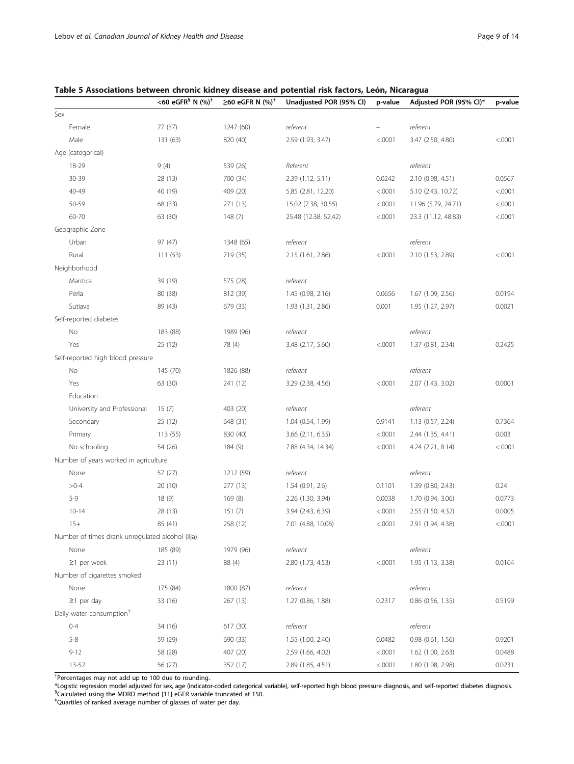**Table 5 Associations between chronic kidney disease and potential risk factors, León, Nicaragua**

| | <60 eGFR[§] N (%)[†] | ≥60 eGFR N (%)[†] | Unadjusted POR (95% CI) | p-value | Adjusted POR (95% CI)* | p-value |
|---|---|---|---|---|---|---|
| Sex | | | | | | |
| Female | 77 (37) | 1247 (60) | *referent* | – | *referent* | |
| Male | 131 (63) | 820 (40) | 2.59 (1.93, 3.47) | <.0001 | 3.47 (2.50, 4.80) | <.0001 |
| Age (categorical) | | | | | | |
| 18-29 | 9 (4) | 539 (26) | *Referent* | | *referent* | |
| 30-39 | 28 (13) | 700 (34) | 2.39 (1.12, 5.11) | 0.0242 | 2.10 (0.98, 4.51) | 0.0567 |
| 40-49 | 40 (19) | 409 (20) | 5.85 (2.81, 12.20) | <.0001 | 5.10 (2.43, 10.72) | <.0001 |
| 50-59 | 68 (33) | 271 (13) | 15.02 (7.38, 30.55) | <.0001 | 11.96 (5.79, 24.71) | <.0001 |
| 60-70 | 63 (30) | 148 (7) | 25.48 (12.38, 52.42) | <.0001 | 23.3 (11.12, 48.83) | <.0001 |
| Geographic Zone | | | | | | |
| Urban | 97 (47) | 1348 (65) | *referent* | | *referent* | |
| Rural | 111 (53) | 719 (35) | 2.15 (1.61, 2.86) | <.0001 | 2.10 (1.53, 2.89) | <.0001 |
| Neighborhood | | | | | | |
| Mantica | 39 (19) | 575 (28) | *referent* | | | |
| Perla | 80 (38) | 812 (39) | 1.45 (0.98, 2.16) | 0.0656 | 1.67 (1.09, 2.56) | 0.0194 |
| Sutiava | 89 (43) | 679 (33) | 1.93 (1.31, 2.86) | 0.001 | 1.95 (1.27, 2.97) | 0.0021 |
| Self-reported diabetes | | | | | | |
| No | 183 (88) | 1989 (96) | *referent* | | *referent* | |
| Yes | 25 (12) | 78 (4) | 3.48 (2.17, 5.60) | <.0001 | 1.37 (0.81, 2.34) | 0.2425 |
| Self-reported high blood pressure | | | | | | |
| No | 145 (70) | 1826 (88) | *referent* | | *referent* | |
| Yes | 63 (30) | 241 (12) | 3.29 (2.38, 4.56) | <.0001 | 2.07 (1.43, 3.02) | 0.0001 |
| Education | | | | | | |
| University and Professional | 15 (7) | 403 (20) | *referent* | | *referent* | |
| Secondary | 25 (12) | 648 (31) | 1.04 (0.54, 1.99) | 0.9141 | 1.13 (0.57, 2.24) | 0.7364 |
| Primary | 113 (55) | 830 (40) | 3.66 (2.11, 6.35) | <.0001 | 2.44 (1.35, 4.41) | 0.003 |
| No schooling | 54 (26) | 184 (9) | 7.88 (4.34, 14.34) | <.0001 | 4.24 (2.21, 8.14) | <.0001 |
| Number of years worked in agriculture | | | | | | |
| None | 57 (27) | 1212 (59) | *referent* | | *referent* | |
| >0-4 | 20 (10) | 277 (13) | 1.54 (0.91, 2.6) | 0.1101 | 1.39 (0.80, 2.43) | 0.24 |
| 5-9 | 18 (9) | 169 (8) | 2.26 (1.30, 3.94) | 0.0038 | 1.70 (0.94, 3.06) | 0.0773 |
| 10-14 | 28 (13) | 151 (7) | 3.94 (2.43, 6.39) | <.0001 | 2.55 (1.50, 4.32) | 0.0005 |
| 15+ | 85 (41) | 258 (12) | 7.01 (4.88, 10.06) | <.0001 | 2.91 (1.94, 4.38) | <.0001 |
| Number of times drank unregulated alcohol (lija) | | | | | | |
| None | 185 (89) | 1979 (96) | *referent* | | *referent* | |
| ≥1 per week | 23 (11) | 88 (4) | 2.80 (1.73, 4.53) | <.0001 | 1.95 (1.13, 3.38) | 0.0164 |
| Number of cigarettes smoked | | | | | | |
| None | 175 (84) | 1800 (87) | *referent* | | *referent* | |
| ≥1 per day | 33 (16) | 267 (13) | 1.27 (0.86, 1.88) | 0.2317 | 0.86 (0.56, 1.35) | 0.5199 |
| Daily water consumption[‡] | | | | | | |
| 0-4 | 34 (16) | 617 (30) | *referent* | | *referent* | |
| 5-8 | 59 (29) | 690 (33) | 1.55 (1.00, 2.40) | 0.0482 | 0.98 (0.61, 1.56) | 0.9201 |
| 9-12 | 58 (28) | 407 (20) | 2.59 (1.66, 4.02) | <.0001 | 1.62 (1.00, 2.63) | 0.0488 |
| 13-52 | 56 (27) | 352 (17) | 2.89 (1.85, 4.51) | <.0001 | 1.80 (1.08, 2.98) | 0.0231 |

[†]Percentages may not add up to 100 due to rounding.
*Logistic regression model adjusted for sex, age (indicator-coded categorical variable), self-reported high blood pressure diagnosis, and self-reported diabetes diagnosis.
[§]Calculated using the MDRD method [11] eGFR variable truncated at 150.
[‡]Quartiles of ranked average number of glasses of water per day.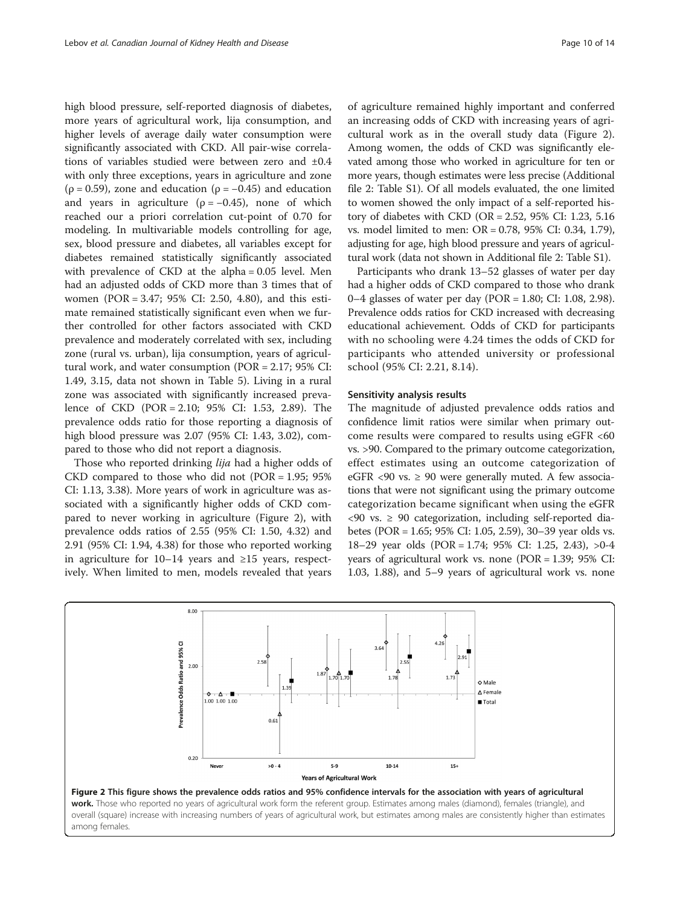high blood pressure, self-reported diagnosis of diabetes, more years of agricultural work, lija consumption, and higher levels of average daily water consumption were significantly associated with CKD. All pair-wise correlations of variables studied were between zero and ±0.4 with only three exceptions, years in agriculture and zone ($\rho = 0.59$), zone and education ($\rho = -0.45$) and education and years in agriculture ($\rho = -0.45$), none of which reached our a priori correlation cut-point of 0.70 for modeling. In multivariable models controlling for age, sex, blood pressure and diabetes, all variables except for diabetes remained statistically significantly associated with prevalence of CKD at the alpha = 0.05 level. Men had an adjusted odds of CKD more than 3 times that of women (POR = 3.47; 95% CI: 2.50, 4.80), and this estimate remained statistically significant even when we further controlled for other factors associated with CKD prevalence and moderately correlated with sex, including zone (rural vs. urban), lija consumption, years of agricultural work, and water consumption (POR = 2.17; 95% CI: 1.49, 3.15, data not shown in Table 5). Living in a rural zone was associated with significantly increased prevalence of CKD (POR = 2.10; 95% CI: 1.53, 2.89). The prevalence odds ratio for those reporting a diagnosis of high blood pressure was 2.07 (95% CI: 1.43, 3.02), compared to those who did not report a diagnosis.

Those who reported drinking *lija* had a higher odds of CKD compared to those who did not (POR = 1.95; 95% CI: 1.13, 3.38). More years of work in agriculture was associated with a significantly higher odds of CKD compared to never working in agriculture (Figure 2), with prevalence odds ratios of 2.55 (95% CI: 1.50, 4.32) and 2.91 (95% CI: 1.94, 4.38) for those who reported working in agriculture for 10–14 years and ≥15 years, respectively. When limited to men, models revealed that years of agriculture remained highly important and conferred an increasing odds of CKD with increasing years of agricultural work as in the overall study data (Figure 2). Among women, the odds of CKD was significantly elevated among those who worked in agriculture for ten or more years, though estimates were less precise (Additional file 2: Table S1). Of all models evaluated, the one limited to women showed the only impact of a self-reported history of diabetes with CKD (OR = 2.52, 95% CI: 1.23, 5.16 vs. model limited to men: OR = 0.78, 95% CI: 0.34, 1.79), adjusting for age, high blood pressure and years of agricultural work (data not shown in Additional file 2: Table S1).

Participants who drank 13–52 glasses of water per day had a higher odds of CKD compared to those who drank 0–4 glasses of water per day (POR = 1.80; CI: 1.08, 2.98). Prevalence odds ratios for CKD increased with decreasing educational achievement. Odds of CKD for participants with no schooling were 4.24 times the odds of CKD for participants who attended university or professional school (95% CI: 2.21, 8.14).

### Sensitivity analysis results

The magnitude of adjusted prevalence odds ratios and confidence limit ratios were similar when primary outcome results were compared to results using eGFR <60 vs. >90. Compared to the primary outcome categorization, effect estimates using an outcome categorization of eGFR <90 vs. ≥ 90 were generally muted. A few associations that were not significant using the primary outcome categorization became significant when using the eGFR <90 vs. ≥ 90 categorization, including self-reported diabetes (POR = 1.65; 95% CI: 1.05, 2.59), 30–39 year olds vs. 18–29 year olds (POR = 1.74; 95% CI: 1.25, 2.43), >0-4 years of agricultural work vs. none (POR = 1.39; 95% CI: 1.03, 1.88), and 5–9 years of agricultural work vs. none

**Figure 2 This figure shows the prevalence odds ratios and 95% confidence intervals for the association with years of agricultural work.** Those who reported no years of agricultural work form the referent group. Estimates among males (diamond), females (triangle), and overall (square) increase with increasing numbers of years of agricultural work, but estimates among males are consistently higher than estimates among females.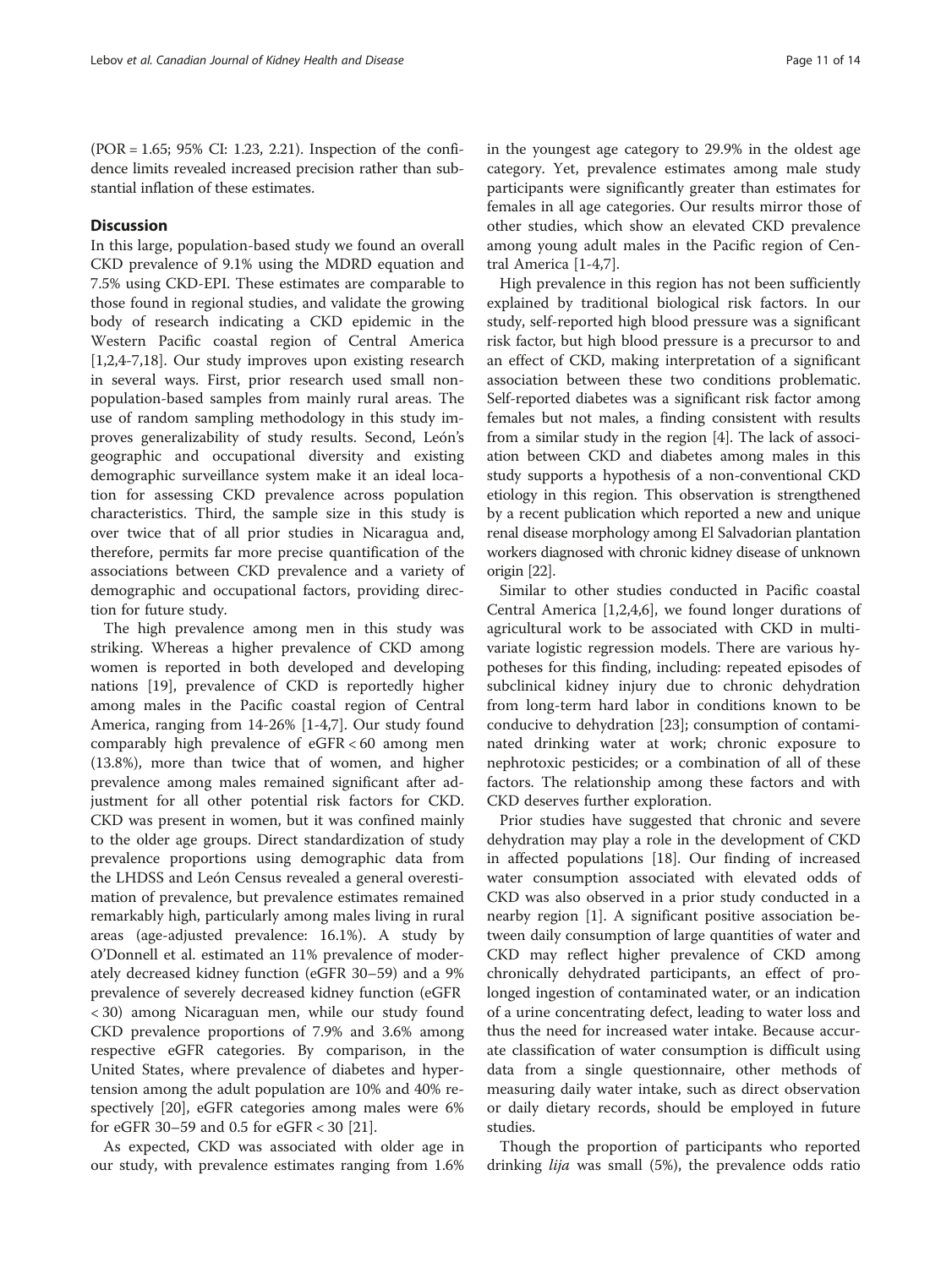(POR = 1.65; 95% CI: 1.23, 2.21). Inspection of the confidence limits revealed increased precision rather than substantial inflation of these estimates.

## Discussion

In this large, population-based study we found an overall CKD prevalence of 9.1% using the MDRD equation and 7.5% using CKD-EPI. These estimates are comparable to those found in regional studies, and validate the growing body of research indicating a CKD epidemic in the Western Pacific coastal region of Central America [1,2,4-7,18]. Our study improves upon existing research in several ways. First, prior research used small non-population-based samples from mainly rural areas. The use of random sampling methodology in this study improves generalizability of study results. Second, León's geographic and occupational diversity and existing demographic surveillance system make it an ideal location for assessing CKD prevalence across population characteristics. Third, the sample size in this study is over twice that of all prior studies in Nicaragua and, therefore, permits far more precise quantification of the associations between CKD prevalence and a variety of demographic and occupational factors, providing direction for future study.

The high prevalence among men in this study was striking. Whereas a higher prevalence of CKD among women is reported in both developed and developing nations [19], prevalence of CKD is reportedly higher among males in the Pacific coastal region of Central America, ranging from 14-26% [1-4,7]. Our study found comparably high prevalence of eGFR < 60 among men (13.8%), more than twice that of women, and higher prevalence among males remained significant after adjustment for all other potential risk factors for CKD. CKD was present in women, but it was confined mainly to the older age groups. Direct standardization of study prevalence proportions using demographic data from the LHDSS and León Census revealed a general overestimation of prevalence, but prevalence estimates remained remarkably high, particularly among males living in rural areas (age-adjusted prevalence: 16.1%). A study by O'Donnell et al. estimated an 11% prevalence of moderately decreased kidney function (eGFR 30–59) and a 9% prevalence of severely decreased kidney function (eGFR < 30) among Nicaraguan men, while our study found CKD prevalence proportions of 7.9% and 3.6% among respective eGFR categories. By comparison, in the United States, where prevalence of diabetes and hypertension among the adult population are 10% and 40% respectively [20], eGFR categories among males were 6% for eGFR 30–59 and 0.5 for eGFR < 30 [21].

As expected, CKD was associated with older age in our study, with prevalence estimates ranging from 1.6% in the youngest age category to 29.9% in the oldest age category. Yet, prevalence estimates among male study participants were significantly greater than estimates for females in all age categories. Our results mirror those of other studies, which show an elevated CKD prevalence among young adult males in the Pacific region of Central America [1-4,7].

High prevalence in this region has not been sufficiently explained by traditional biological risk factors. In our study, self-reported high blood pressure was a significant risk factor, but high blood pressure is a precursor to and an effect of CKD, making interpretation of a significant association between these two conditions problematic. Self-reported diabetes was a significant risk factor among females but not males, a finding consistent with results from a similar study in the region [4]. The lack of association between CKD and diabetes among males in this study supports a hypothesis of a non-conventional CKD etiology in this region. This observation is strengthened by a recent publication which reported a new and unique renal disease morphology among El Salvadorian plantation workers diagnosed with chronic kidney disease of unknown origin [22].

Similar to other studies conducted in Pacific coastal Central America [1,2,4,6], we found longer durations of agricultural work to be associated with CKD in multivariate logistic regression models. There are various hypotheses for this finding, including: repeated episodes of subclinical kidney injury due to chronic dehydration from long-term hard labor in conditions known to be conducive to dehydration [23]; consumption of contaminated drinking water at work; chronic exposure to nephrotoxic pesticides; or a combination of all of these factors. The relationship among these factors and with CKD deserves further exploration.

Prior studies have suggested that chronic and severe dehydration may play a role in the development of CKD in affected populations [18]. Our finding of increased water consumption associated with elevated odds of CKD was also observed in a prior study conducted in a nearby region [1]. A significant positive association between daily consumption of large quantities of water and CKD may reflect higher prevalence of CKD among chronically dehydrated participants, an effect of prolonged ingestion of contaminated water, or an indication of a urine concentrating defect, leading to water loss and thus the need for increased water intake. Because accurate classification of water consumption is difficult using data from a single questionnaire, other methods of measuring daily water intake, such as direct observation or daily dietary records, should be employed in future studies.

Though the proportion of participants who reported drinking *lija* was small (5%), the prevalence odds ratio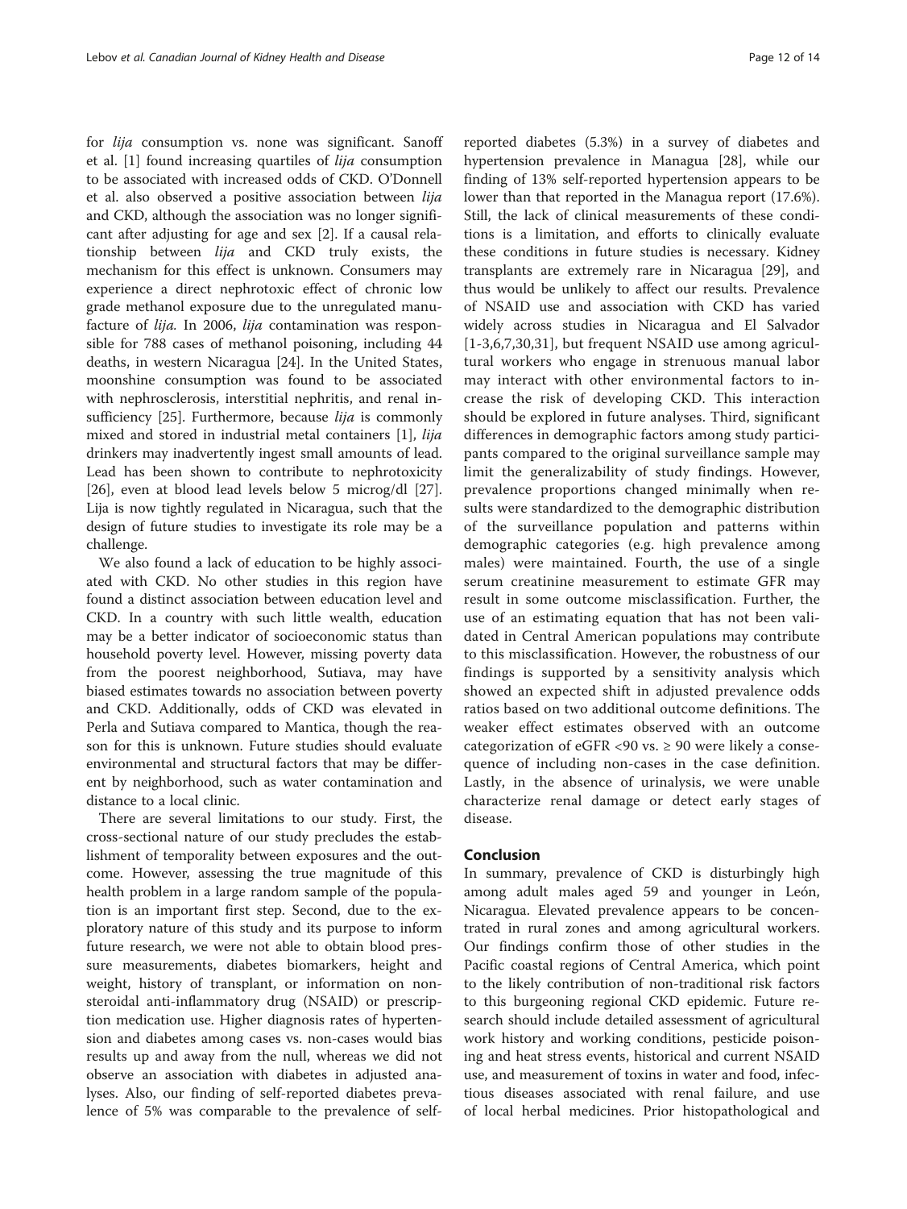for *lija* consumption vs. none was significant. Sanoff et al. [1] found increasing quartiles of *lija* consumption to be associated with increased odds of CKD. O'Donnell et al. also observed a positive association between *lija* and CKD, although the association was no longer significant after adjusting for age and sex [2]. If a causal relationship between *lija* and CKD truly exists, the mechanism for this effect is unknown. Consumers may experience a direct nephrotoxic effect of chronic low grade methanol exposure due to the unregulated manufacture of *lija*. In 2006, *lija* contamination was responsible for 788 cases of methanol poisoning, including 44 deaths, in western Nicaragua [24]. In the United States, moonshine consumption was found to be associated with nephrosclerosis, interstitial nephritis, and renal insufficiency [25]. Furthermore, because *lija* is commonly mixed and stored in industrial metal containers [1], *lija* drinkers may inadvertently ingest small amounts of lead. Lead has been shown to contribute to nephrotoxicity [26], even at blood lead levels below 5 microg/dl [27]. Lija is now tightly regulated in Nicaragua, such that the design of future studies to investigate its role may be a challenge.

We also found a lack of education to be highly associated with CKD. No other studies in this region have found a distinct association between education level and CKD. In a country with such little wealth, education may be a better indicator of socioeconomic status than household poverty level. However, missing poverty data from the poorest neighborhood, Sutiava, may have biased estimates towards no association between poverty and CKD. Additionally, odds of CKD was elevated in Perla and Sutiava compared to Mantica, though the reason for this is unknown. Future studies should evaluate environmental and structural factors that may be different by neighborhood, such as water contamination and distance to a local clinic.

There are several limitations to our study. First, the cross-sectional nature of our study precludes the establishment of temporality between exposures and the outcome. However, assessing the true magnitude of this health problem in a large random sample of the population is an important first step. Second, due to the exploratory nature of this study and its purpose to inform future research, we were not able to obtain blood pressure measurements, diabetes biomarkers, height and weight, history of transplant, or information on non-steroidal anti-inflammatory drug (NSAID) or prescription medication use. Higher diagnosis rates of hypertension and diabetes among cases vs. non-cases would bias results up and away from the null, whereas we did not observe an association with diabetes in adjusted analyses. Also, our finding of self-reported diabetes prevalence of 5% was comparable to the prevalence of self-reported diabetes (5.3%) in a survey of diabetes and hypertension prevalence in Managua [28], while our finding of 13% self-reported hypertension appears to be lower than that reported in the Managua report (17.6%). Still, the lack of clinical measurements of these conditions is a limitation, and efforts to clinically evaluate these conditions in future studies is necessary. Kidney transplants are extremely rare in Nicaragua [29], and thus would be unlikely to affect our results. Prevalence of NSAID use and association with CKD has varied widely across studies in Nicaragua and El Salvador [1-3,6,7,30,31], but frequent NSAID use among agricultural workers who engage in strenuous manual labor may interact with other environmental factors to increase the risk of developing CKD. This interaction should be explored in future analyses. Third, significant differences in demographic factors among study participants compared to the original surveillance sample may limit the generalizability of study findings. However, prevalence proportions changed minimally when results were standardized to the demographic distribution of the surveillance population and patterns within demographic categories (e.g. high prevalence among males) were maintained. Fourth, the use of a single serum creatinine measurement to estimate GFR may result in some outcome misclassification. Further, the use of an estimating equation that has not been validated in Central American populations may contribute to this misclassification. However, the robustness of our findings is supported by a sensitivity analysis which showed an expected shift in adjusted prevalence odds ratios based on two additional outcome definitions. The weaker effect estimates observed with an outcome categorization of eGFR <90 vs. ≥ 90 were likely a consequence of including non-cases in the case definition. Lastly, in the absence of urinalysis, we were unable characterize renal damage or detect early stages of disease.

## Conclusion

In summary, prevalence of CKD is disturbingly high among adult males aged 59 and younger in León, Nicaragua. Elevated prevalence appears to be concentrated in rural zones and among agricultural workers. Our findings confirm those of other studies in the Pacific coastal regions of Central America, which point to the likely contribution of non-traditional risk factors to this burgeoning regional CKD epidemic. Future research should include detailed assessment of agricultural work history and working conditions, pesticide poisoning and heat stress events, historical and current NSAID use, and measurement of toxins in water and food, infectious diseases associated with renal failure, and use of local herbal medicines. Prior histopathological and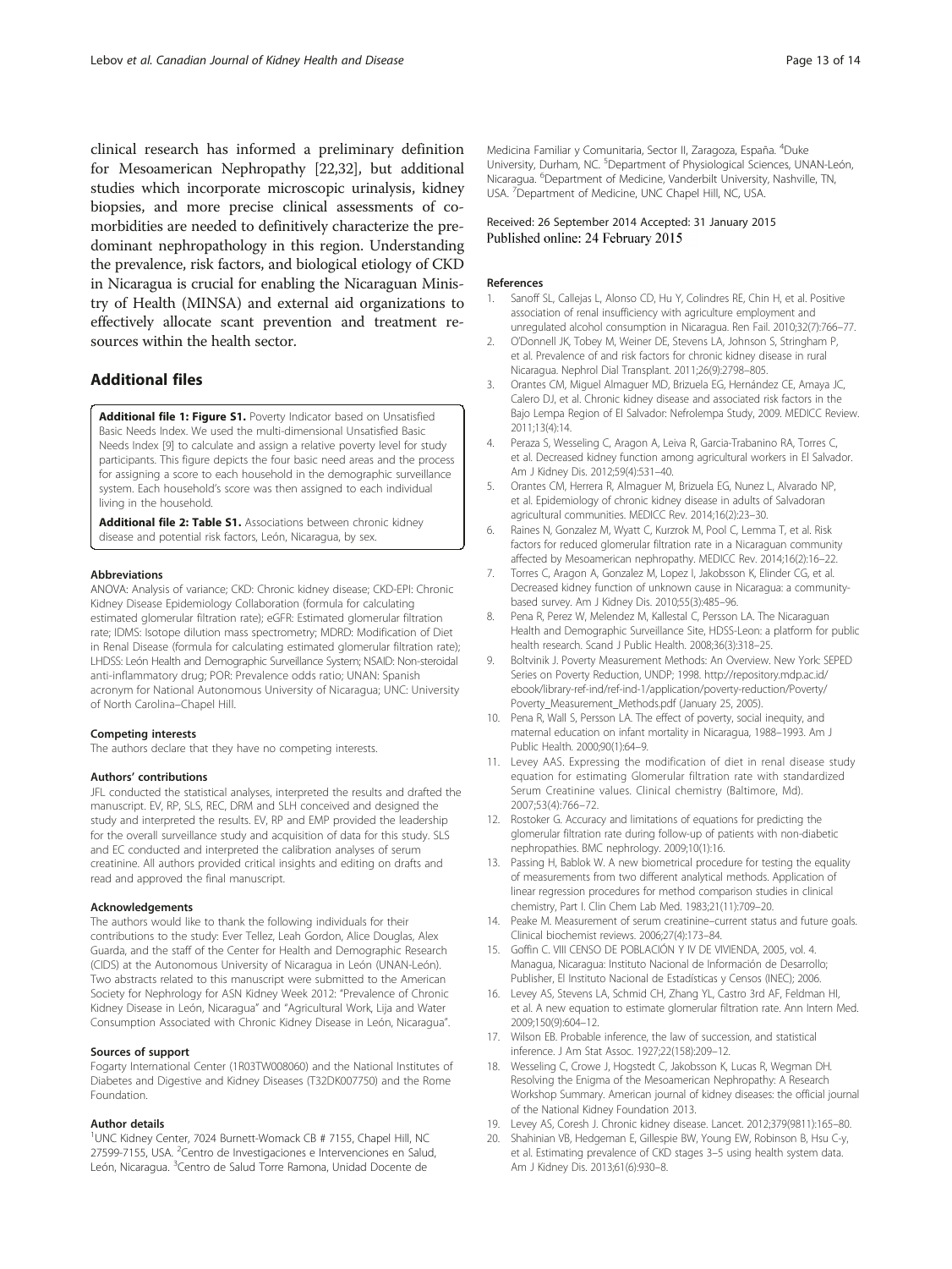clinical research has informed a preliminary definition for Mesoamerican Nephropathy [22,32], but additional studies which incorporate microscopic urinalysis, kidney biopsies, and more precise clinical assessments of co-morbidities are needed to definitively characterize the predominant nephropathology in this region. Understanding the prevalence, risk factors, and biological etiology of CKD in Nicaragua is crucial for enabling the Nicaraguan Ministry of Health (MINSA) and external aid organizations to effectively allocate scant prevention and treatment resources within the health sector.

## Additional files

**Additional file 1: Figure S1.** Poverty Indicator based on Unsatisfied Basic Needs Index. We used the multi-dimensional Unsatisfied Basic Needs Index [9] to calculate and assign a relative poverty level for study participants. This figure depicts the four basic need areas and the process for assigning a score to each household in the demographic surveillance system. Each household's score was then assigned to each individual living in the household.

**Additional file 2: Table S1.** Associations between chronic kidney disease and potential risk factors, León, Nicaragua, by sex.

#### Abbreviations

ANOVA: Analysis of variance; CKD: Chronic kidney disease; CKD-EPI: Chronic Kidney Disease Epidemiology Collaboration (formula for calculating estimated glomerular filtration rate); eGFR: Estimated glomerular filtration rate; IDMS: Isotope dilution mass spectrometry; MDRD: Modification of Diet in Renal Disease (formula for calculating estimated glomerular filtration rate); LHDSS: León Health and Demographic Surveillance System; NSAID: Non-steroidal anti-inflammatory drug; POR: Prevalence odds ratio; UNAN: Spanish acronym for National Autonomous University of Nicaragua; UNC: University of North Carolina–Chapel Hill.

#### Competing interests

The authors declare that they have no competing interests.

#### Authors' contributions

JFL conducted the statistical analyses, interpreted the results and drafted the manuscript. EV, RP, SLS, REC, DRM and SLH conceived and designed the study and interpreted the results. EV, RP and EMP provided the leadership for the overall surveillance study and acquisition of data for this study. SLS and EC conducted and interpreted the calibration analyses of serum creatinine. All authors provided critical insights and editing on drafts and read and approved the final manuscript.

#### Acknowledgements

The authors would like to thank the following individuals for their contributions to the study: Ever Tellez, Leah Gordon, Alice Douglas, Alex Guarda, and the staff of the Center for Health and Demographic Research (CIDS) at the Autonomous University of Nicaragua in León (UNAN-León). Two abstracts related to this manuscript were submitted to the American Society for Nephrology for ASN Kidney Week 2012: "Prevalence of Chronic Kidney Disease in León, Nicaragua" and "Agricultural Work, Lija and Water Consumption Associated with Chronic Kidney Disease in León, Nicaragua".

#### Sources of support

Fogarty International Center (1R03TW008060) and the National Institutes of Diabetes and Digestive and Kidney Diseases (T32DK007750) and the Rome Foundation.

#### Author details

[1]UNC Kidney Center, 7024 Burnett-Womack CB # 7155, Chapel Hill, NC 27599-7155, USA. [2]Centro de Investigaciones e Intervenciones en Salud, León, Nicaragua. [3]Centro de Salud Torre Ramona, Unidad Docente de Medicina Familiar y Comunitaria, Sector II, Zaragoza, España. [4]Duke University, Durham, NC. [5]Department of Physiological Sciences, UNAN-León, Nicaragua. [6]Department of Medicine, Vanderbilt University, Nashville, TN, USA. [7]Department of Medicine, UNC Chapel Hill, NC, USA.

Received: 26 September 2014 Accepted: 31 January 2015
Published online: 24 February 2015

#### References

1. Sanoff SL, Callejas L, Alonso CD, Hu Y, Colindres RE, Chin H, et al. Positive association of renal insufficiency with agriculture employment and unregulated alcohol consumption in Nicaragua. Ren Fail. 2010;32(7):766–77.
2. O'Donnell JK, Tobey M, Weiner DE, Stevens LA, Johnson S, Stringham P, et al. Prevalence of and risk factors for chronic kidney disease in rural Nicaragua. Nephrol Dial Transplant. 2011;26(9):2798–805.
3. Orantes CM, Miguel Almaguer MD, Brizuela EG, Hernández CE, Amaya JC, Calero DJ, et al. Chronic kidney disease and associated risk factors in the Bajo Lempa Region of El Salvador: Nefrolempa Study, 2009. MEDICC Review. 2011;13(4):14.
4. Peraza S, Wesseling C, Aragon A, Leiva R, Garcia-Trabanino RA, Torres C, et al. Decreased kidney function among agricultural workers in El Salvador. Am J Kidney Dis. 2012;59(4):531–40.
5. Orantes CM, Herrera R, Almaguer M, Brizuela EG, Nunez L, Alvarado NP, et al. Epidemiology of chronic kidney disease in adults of Salvadoran agricultural communities. MEDICC Rev. 2014;16(2):23–30.
6. Raines N, Gonzalez M, Wyatt C, Kurzrok M, Pool C, Lemma T, et al. Risk factors for reduced glomerular filtration rate in a Nicaraguan community affected by Mesoamerican nephropathy. MEDICC Rev. 2014;16(2):16–22.
7. Torres C, Aragon A, Gonzalez M, Lopez I, Jakobsson K, Elinder CG, et al. Decreased kidney function of unknown cause in Nicaragua: a community-based survey. Am J Kidney Dis. 2010;55(3):485–96.
8. Pena R, Perez W, Melendez M, Kallestal C, Persson LA. The Nicaraguan Health and Demographic Surveillance Site, HDSS-Leon: a platform for public health research. Scand J Public Health. 2008;36(3):318–25.
9. Boltvinik J. Poverty Measurement Methods: An Overview. New York: SEPED Series on Poverty Reduction, UNDP; 1998. http://repository.mdp.ac.id/ebook/library-ref-ind/ref-ind-1/application/poverty-reduction/Poverty/Poverty_Measurement_Methods.pdf (January 25, 2005).
10. Pena R, Wall S, Persson LA. The effect of poverty, social inequity, and maternal education on infant mortality in Nicaragua, 1988–1993. Am J Public Health. 2000;90(1):64–9.
11. Levey AAS. Expressing the modification of diet in renal disease study equation for estimating Glomerular filtration rate with standardized Serum Creatinine values. Clinical chemistry (Baltimore, Md). 2007;53(4):766–72.
12. Rostoker G. Accuracy and limitations of equations for predicting the glomerular filtration rate during follow-up of patients with non-diabetic nephropathies. BMC nephrology. 2009;10(1):16.
13. Passing H, Bablok W. A new biometrical procedure for testing the equality of measurements from two different analytical methods. Application of linear regression procedures for method comparison studies in clinical chemistry, Part I. Clin Chem Lab Med. 1983;21(11):709–20.
14. Peake M. Measurement of serum creatinine–current status and future goals. Clinical biochemist reviews. 2006;27(4):173–84.
15. Goffin C. VIII CENSO DE POBLACIÓN Y IV DE VIVIENDA, 2005, vol. 4. Managua, Nicaragua: Instituto Nacional de Información de Desarrollo; Publisher, El Instituto Nacional de Estadísticas y Censos (INEC); 2006.
16. Levey AS, Stevens LA, Schmid CH, Zhang YL, Castro 3rd AF, Feldman HI, et al. A new equation to estimate glomerular filtration rate. Ann Intern Med. 2009;150(9):604–12.
17. Wilson EB. Probable inference, the law of succession, and statistical inference. J Am Stat Assoc. 1927;22(158):209–12.
18. Wesseling C, Crowe J, Hogstedt C, Jakobsson K, Lucas R, Wegman DH. Resolving the Enigma of the Mesoamerican Nephropathy: A Research Workshop Summary. American journal of kidney diseases: the official journal of the National Kidney Foundation 2013.
19. Levey AS, Coresh J. Chronic kidney disease. Lancet. 2012;379(9811):165–80.
20. Shahinian VB, Hedgeman E, Gillespie BW, Young EW, Robinson B, Hsu C-y, et al. Estimating prevalence of CKD stages 3–5 using health system data. Am J Kidney Dis. 2013;61(6):930–8.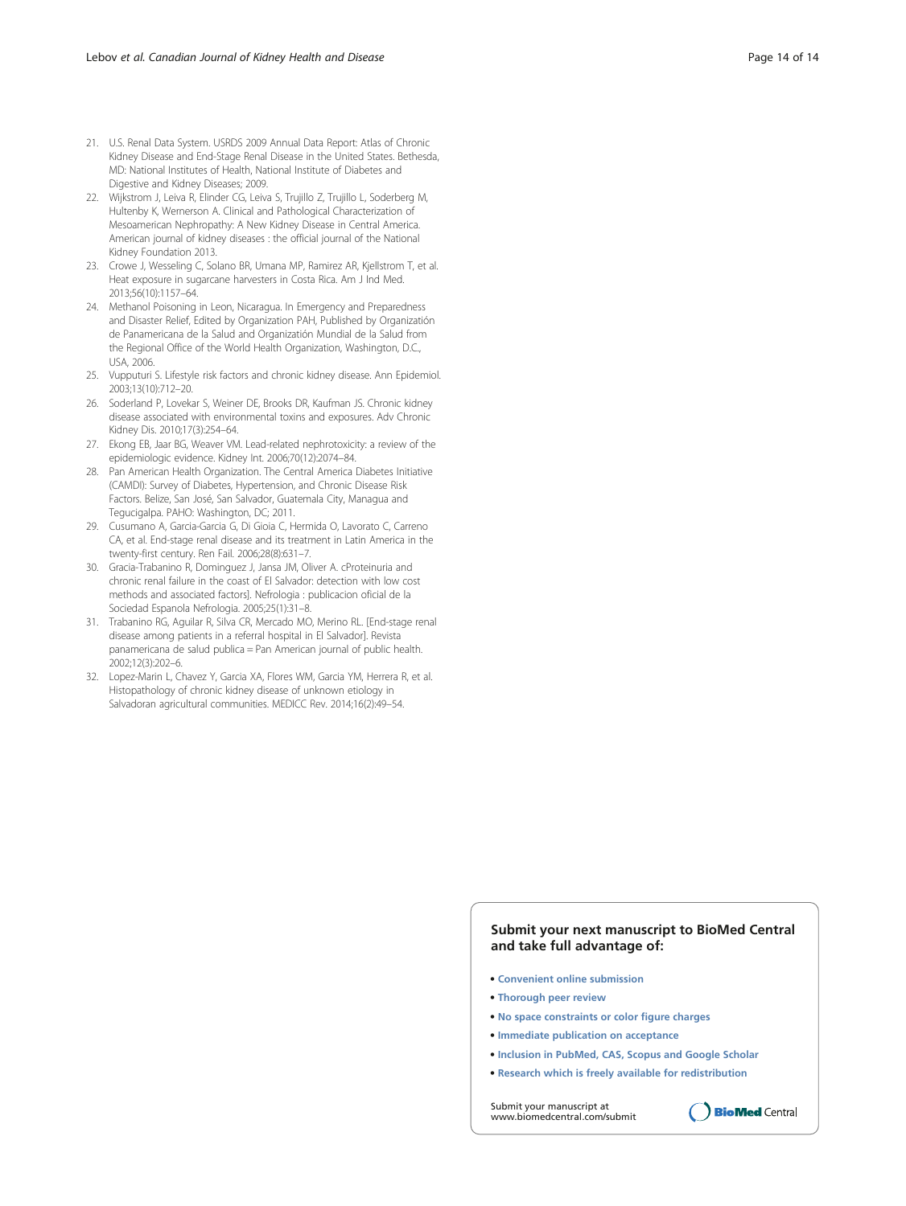21. U.S. Renal Data System. USRDS 2009 Annual Data Report: Atlas of Chronic Kidney Disease and End-Stage Renal Disease in the United States. Bethesda, MD: National Institutes of Health, National Institute of Diabetes and Digestive and Kidney Diseases; 2009.
22. Wijkstrom J, Leiva R, Elinder CG, Leiva S, Trujillo Z, Trujillo L, Soderberg M, Hultenby K, Wernerson A. Clinical and Pathological Characterization of Mesoamerican Nephropathy: A New Kidney Disease in Central America. American journal of kidney diseases : the official journal of the National Kidney Foundation 2013.
23. Crowe J, Wesseling C, Solano BR, Umana MP, Ramirez AR, Kjellstrom T, et al. Heat exposure in sugarcane harvesters in Costa Rica. Am J Ind Med. 2013;56(10):1157–64.
24. Methanol Poisoning in Leon, Nicaragua. In Emergency and Preparedness and Disaster Relief, Edited by Organization PAH, Published by Organización de Panamericana de la Salud and Organización Mundial de la Salud from the Regional Office of the World Health Organization, Washington, D.C., USA, 2006.
25. Vupputuri S. Lifestyle risk factors and chronic kidney disease. Ann Epidemiol. 2003;13(10):712–20.
26. Soderland P, Lovekar S, Weiner DE, Brooks DR, Kaufman JS. Chronic kidney disease associated with environmental toxins and exposures. Adv Chronic Kidney Dis. 2010;17(3):254–64.
27. Ekong EB, Jaar BG, Weaver VM. Lead-related nephrotoxicity: a review of the epidemiologic evidence. Kidney Int. 2006;70(12):2074–84.
28. Pan American Health Organization. The Central America Diabetes Initiative (CAMDI): Survey of Diabetes, Hypertension, and Chronic Disease Risk Factors. Belize, San José, San Salvador, Guatemala City, Managua and Tegucigalpa. PAHO: Washington, DC; 2011.
29. Cusumano A, Garcia-Garcia G, Di Gioia C, Hermida O, Lavorato C, Carreno CA, et al. End-stage renal disease and its treatment in Latin America in the twenty-first century. Ren Fail. 2006;28(8):631–7.
30. Gracia-Trabanino R, Dominguez J, Jansa JM, Oliver A. cProteinuria and chronic renal failure in the coast of El Salvador: detection with low cost methods and associated factors]. Nefrologia : publicacion oficial de la Sociedad Espanola Nefrologia. 2005;25(1):31–8.
31. Trabanino RG, Aguilar R, Silva CR, Mercado MO, Merino RL. [End-stage renal disease among patients in a referral hospital in El Salvador]. Revista panamericana de salud publica = Pan American journal of public health. 2002;12(3):202–6.
32. Lopez-Marin L, Chavez Y, Garcia XA, Flores WM, Garcia YM, Herrera R, et al. Histopathology of chronic kidney disease of unknown etiology in Salvadoran agricultural communities. MEDICC Rev. 2014;16(2):49–54.

**Submit your next manuscript to BioMed Central and take full advantage of:**

- **Convenient online submission**
- **Thorough peer review**
- **No space constraints or color figure charges**
- **Immediate publication on acceptance**
- **Inclusion in PubMed, CAS, Scopus and Google Scholar**
- **Research which is freely available for redistribution**

Submit your manuscript at
www.biomedcentral.com/submit

BioMed Central